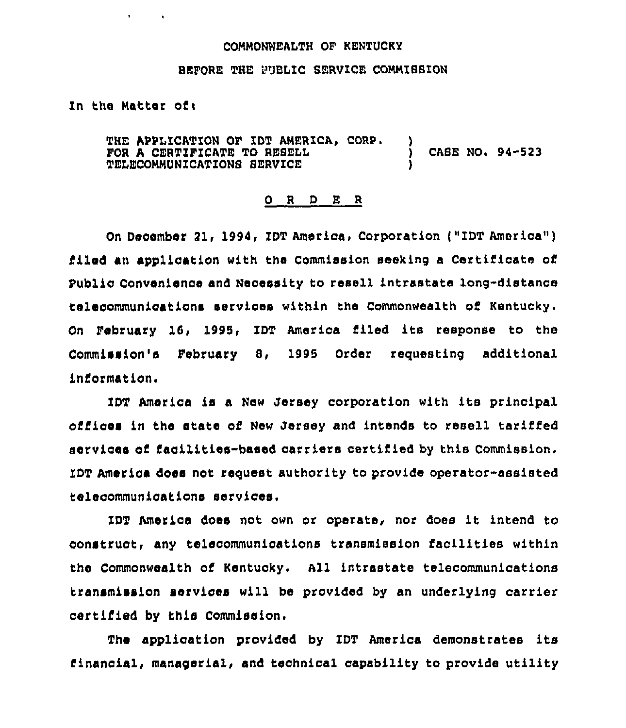COMMONWEALTH OF KENTUCKY

BEFORE THE PUBLIC SERVICE COMMISSION

In the Matter of:

THE APPLICATION OF IDT AMERICA, CORP. FOR A CERTIFICATE TO RESELL TELECOMMUNICATIONS SERVICE ) CASE NO. 94-523

O R D E R

On December 21, 1994, IDT America, Corporation ("IDT America") filed an application with the Commission seeking a Certificate of Public Convenience and Necessity to resell intrastate long-distance telecommunications services within the Commonwealth of Kentucky. On February 16, 1995, IDT America filed its response to the Commission's February 8, 1995 Order requesting additional information.

IDT America is a New Jersey corporation with its principal offices in the state of New Jersey and intends to resell tariffed services of facilities-based carriers certified by this Commission. IDT America does not request authority to provide operator-assisted telecommunications services.

IDT America does not own or operate, nor does it intend to construct, any telecommunications transmission facilities within the Commonwealth of Kentucky. All intrastate telecommunications transmission services will be provided by an underlying carrier certified by this Commission.

The application provided by IDT America demonstrates its financial, managerial, and technical capability to provide utility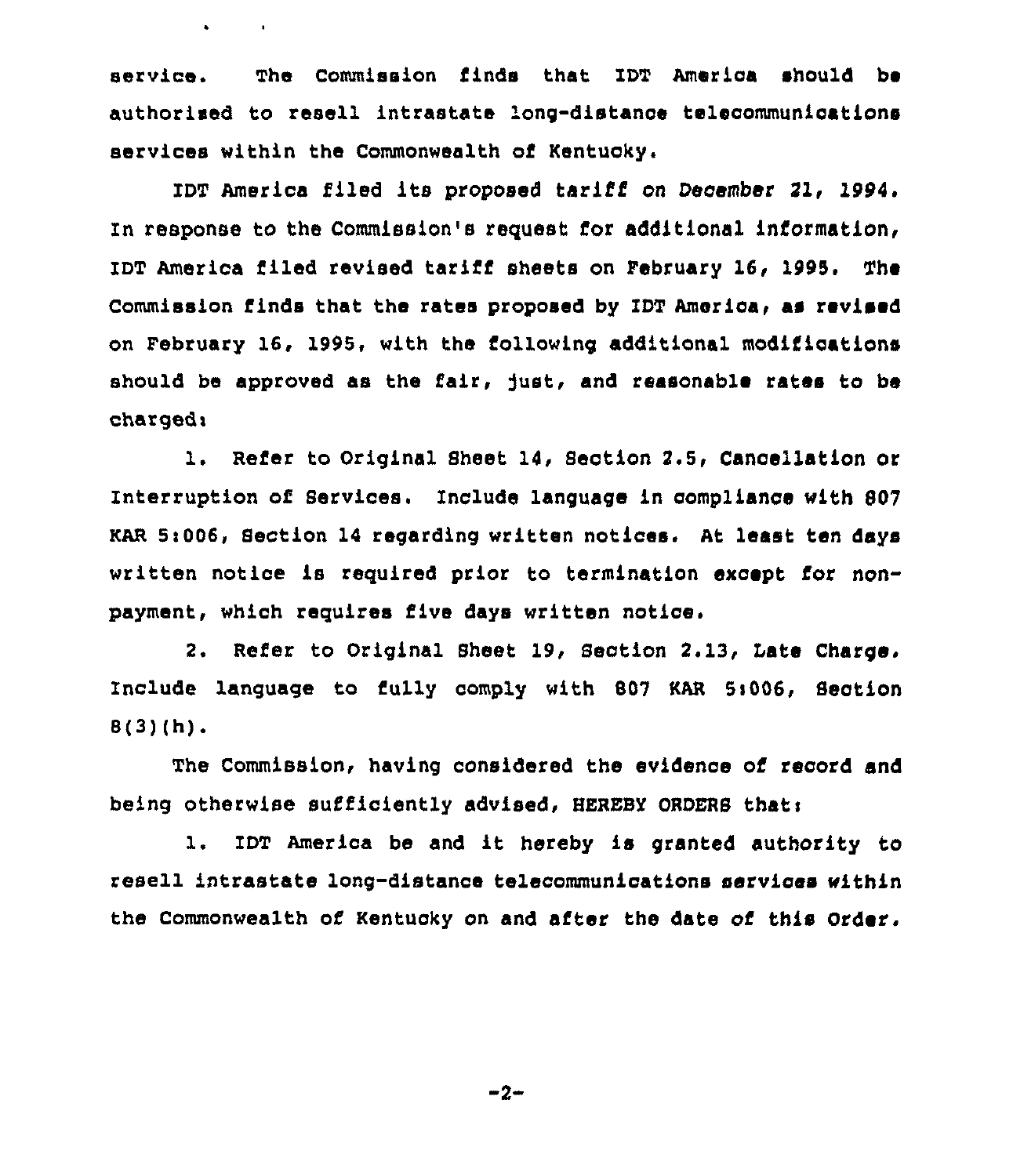service. The Commission finds that IDT America should be authorized to resell intrastate long-distance telecommunications services within the Commonwealth of Kentucky.

IDT America filed its proposed tariff on December 21, 1994. In response to the Commission's request for additional information, IDT America filed revised tariff sheets on February 16, 1995. The Commission finds that the rates proposed by IDT America, as revised on February 16, 1995, with the following additional modifications should be approved as the fair, just, and reasonable rates to be charged:

1. Refer to Original Sheet 14, Section 2.5, Cancellation or Interruption of Services. Include language in compliance with 807 KAR 5:006, Section 14 regarding written notices. At least ten days written notice is required prior to termination except for non-payment, which requires five days written notice.

2. Refer to Original Sheet 19, Section 2.13, Late Charge. Include language to fully comply with 807 KAR 5:006, Section 8(3)(h).

The Commission, having considered the evidence of record and being otherwise sufficiently advised, HEREBY ORDERS that:

1. IDT America be and it hereby is granted authority to resell intrastate long-distance telecommunications services within the Commonwealth of Kentucky on and after the date of this Order.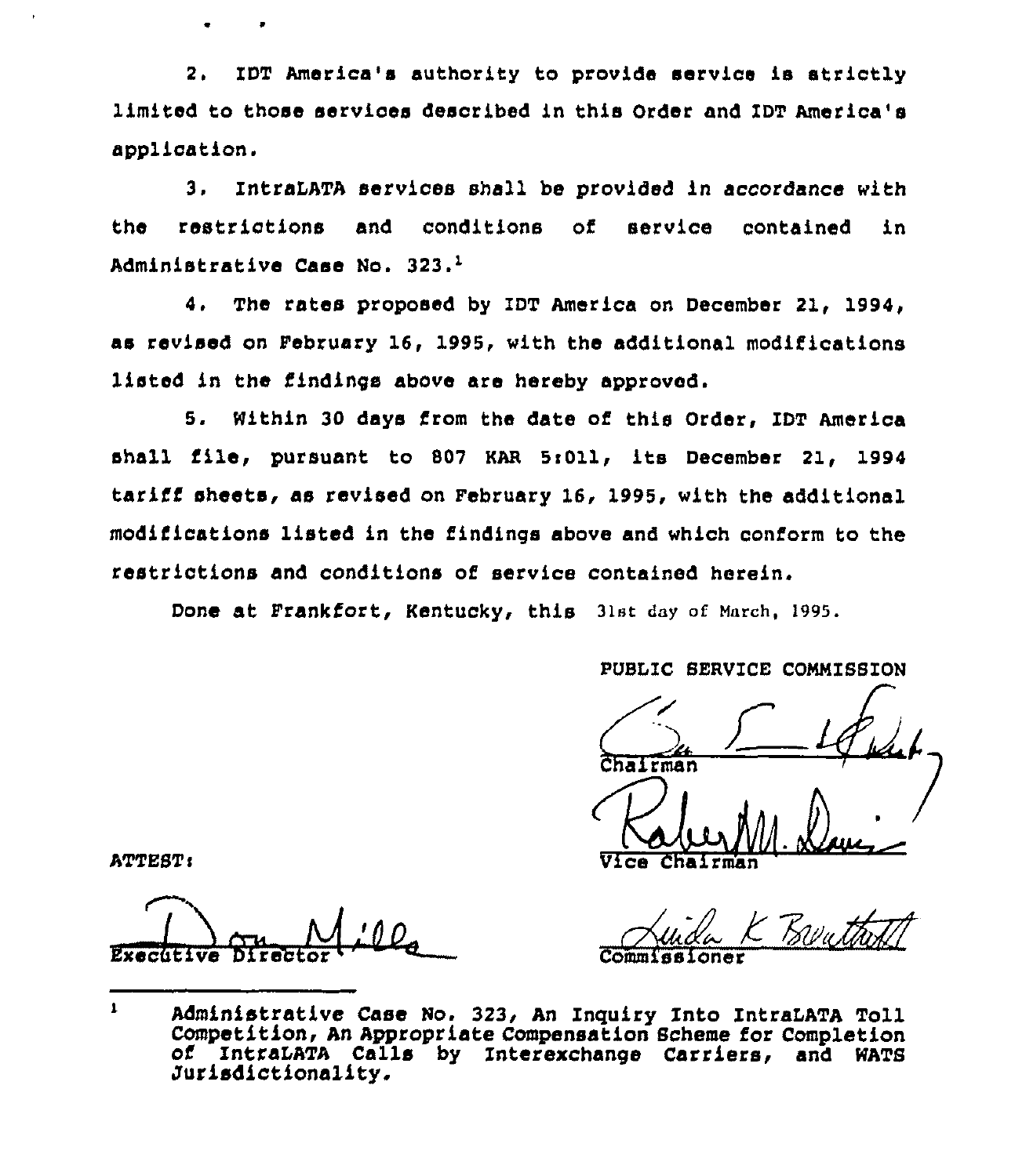2. IDT America's authority to provide service is strictly limited to those services described in this Order and IDT America's application.

3. IntraLATA services shall be provided in accordance with the restrictions and conditions of service contained in Administrative Case No. 323.[1]

4. The rates proposed by IDT America on December 21, 1994, as revised on February 16, 1995, with the additional modifications listed in the findings above are hereby approved.

5. Within 30 days from the date of this Order, IDT America shall file, pursuant to 807 KAR 5:011, its December 21, 1994 tariff sheets, as revised on February 16, 1995, with the additional modifications listed in the findings above and which conform to the restrictions and conditions of service contained herein.

Done at Frankfort, Kentucky, this 31st day of March, 1995.

PUBLIC SERVICE COMMISSION

Chairman

Vice Chairman

Commissioner

ATTEST:

Executive Director

[1] Administrative Case No. 323, An Inquiry Into IntraLATA Toll Competition, An Appropriate Compensation Scheme for Completion of IntraLATA Calls by Interexchange Carriers, and WATS Jurisdictionality.